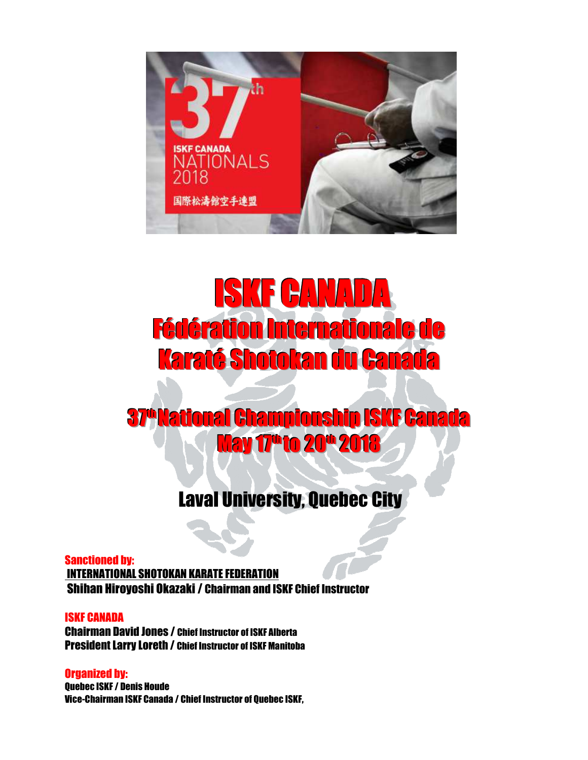# ISKF CANADA

## Fédération Internationale de Karaté Shotokan du Canada

## 37th National Championship ISKF Canada May 17th to 20th 2018

### Laval University, Quebec City

**Sanctioned by:**
**INTERNATIONAL SHOTOKAN KARATE FEDERATION**
**Shihan Hiroyoshi Okazaki / Chairman and ISKF Chief Instructor**

**ISKF CANADA**
**Chairman David Jones / Chief Instructor of ISKF Alberta**
**President Larry Loreth / Chief Instructor of ISKF Manitoba**

**Organized by:**
**Quebec ISKF / Denis Houde**
**Vice-Chairman ISKF Canada / Chief Instructor of Quebec ISKF,**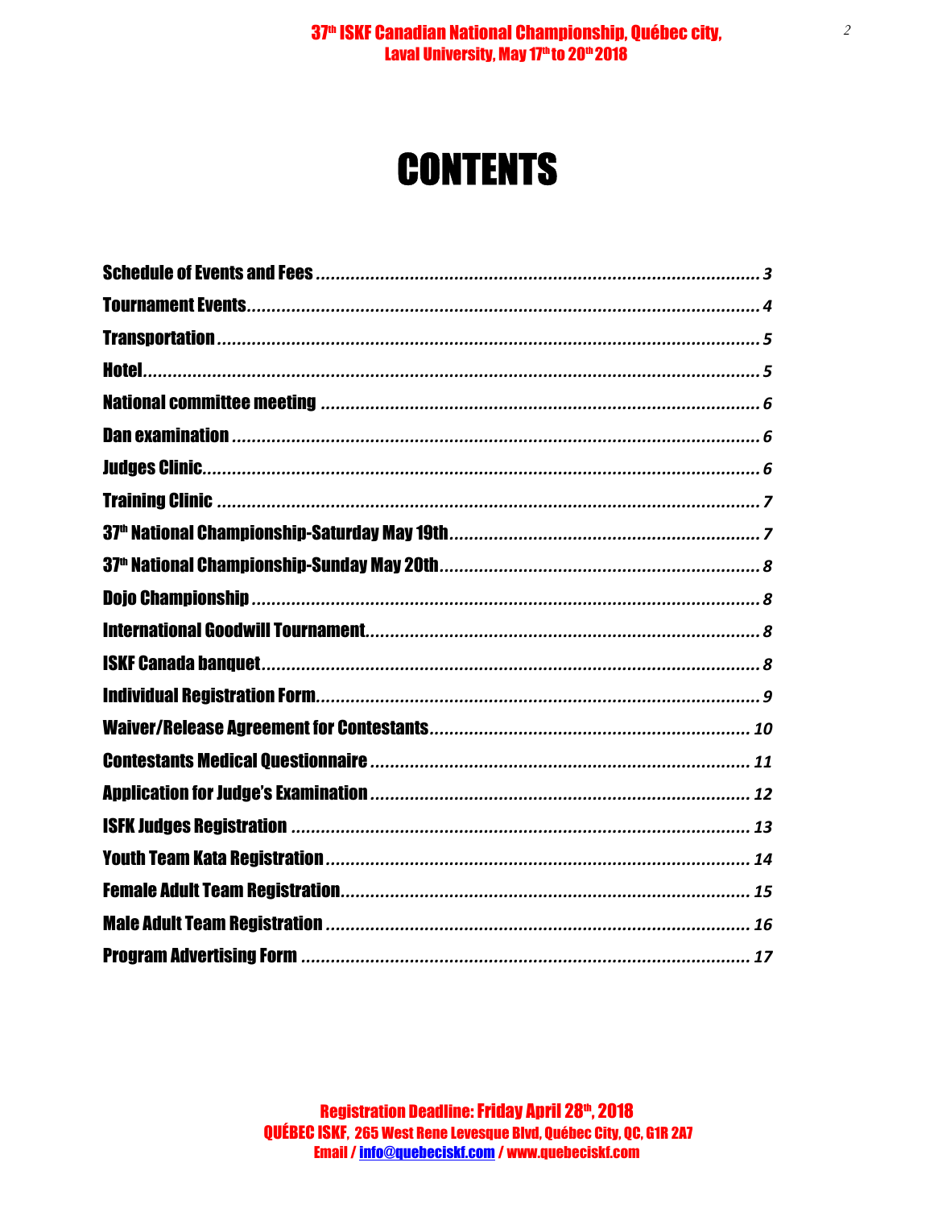# CONTENTS

| | |
|---|---|
| **Schedule of Events and Fees** | 3 |
| **Tournament Events** | 4 |
| **Transportation** | 5 |
| **Hotel** | 5 |
| **National committee meeting** | 6 |
| **Dan examination** | 6 |
| **Judges Clinic** | 6 |
| **Training Clinic** | 7 |
| **37th National Championship-Saturday May 19th** | 7 |
| **37th National Championship-Sunday May 20th** | 8 |
| **Dojo Championship** | 8 |
| **International Goodwill Tournament** | 8 |
| **ISKF Canada banquet** | 8 |
| **Individual Registration Form** | 9 |
| **Waiver/Release Agreement for Contestants** | 10 |
| **Contestants Medical Questionnaire** | 11 |
| **Application for Judge's Examination** | 12 |
| **ISFK Judges Registration** | 13 |
| **Youth Team Kata Registration** | 14 |
| **Female Adult Team Registration** | 15 |
| **Male Adult Team Registration** | 16 |
| **Program Advertising Form** | 17 |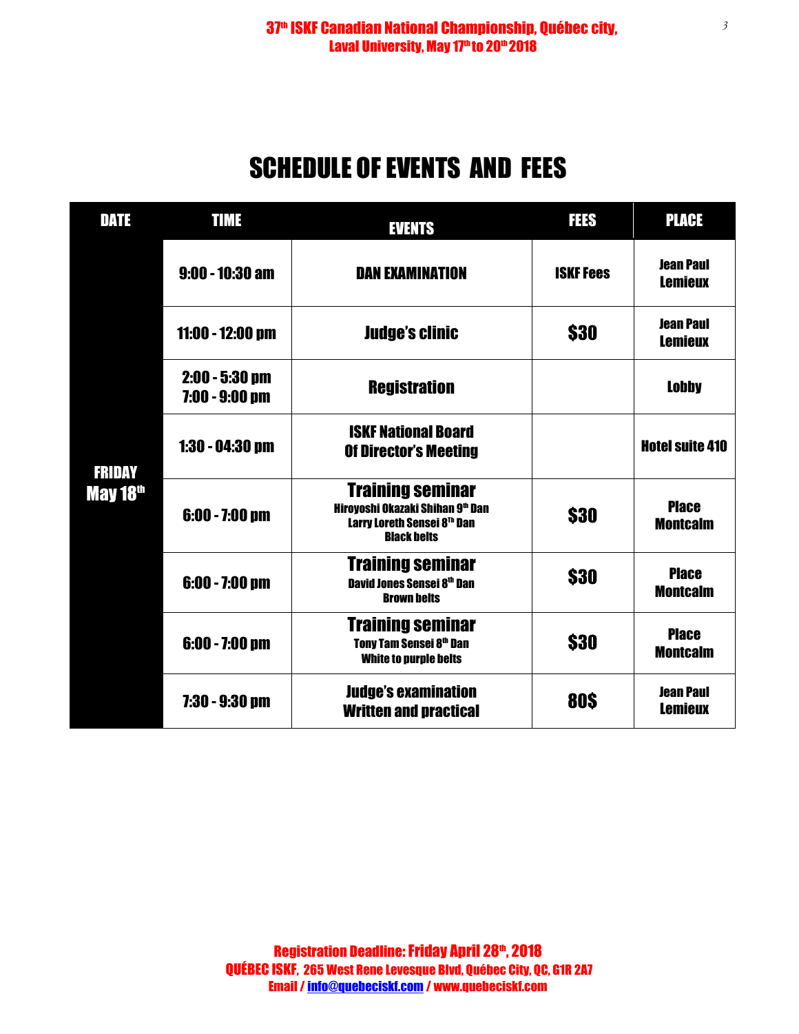# SCHEDULE OF EVENTS AND FEES

| DATE | TIME | EVENTS | FEES | PLACE |
|---|---|---|---|---|
| FRIDAY May 18th | 9:00 - 10:30 am | DAN EXAMINATION | ISKF Fees | Jean Paul Lemieux |
| | 11:00 - 12:00 pm | Judge's clinic | $30 | Jean Paul Lemieux |
| | 2:00 - 5:30 pm<br>7:00 - 9:00 pm | Registration | | Lobby |
| | 1:30 - 04:30 pm | ISKF National Board Of Director's Meeting | | Hotel suite 410 |
| | 6:00 - 7:00 pm | **Training seminar**<br>Hiroyoshi Okazaki Shihan 9th Dan<br>Larry Loreth Sensei 8Th Dan<br>Black belts | $30 | Place Montcalm |
| | 6:00 - 7:00 pm | **Training seminar**<br>David Jones Sensei 8th Dan<br>Brown belts | $30 | Place Montcalm |
| | 6:00 - 7:00 pm | **Training seminar**<br>Tony Tam Sensei 8th Dan<br>White to purple belts | $30 | Place Montcalm |
| | 7:30 - 9:30 pm | Judge's examination Written and practical | 80$ | Jean Paul Lemieux |

**Registration Deadline: Friday April 28th, 2018**
**QUÉBEC ISKF, 265 West Rene Levesque Blvd, Québec City, QC, G1R 2A7**
**Email / info@quebeciskf.com / www.quebeciskf.com**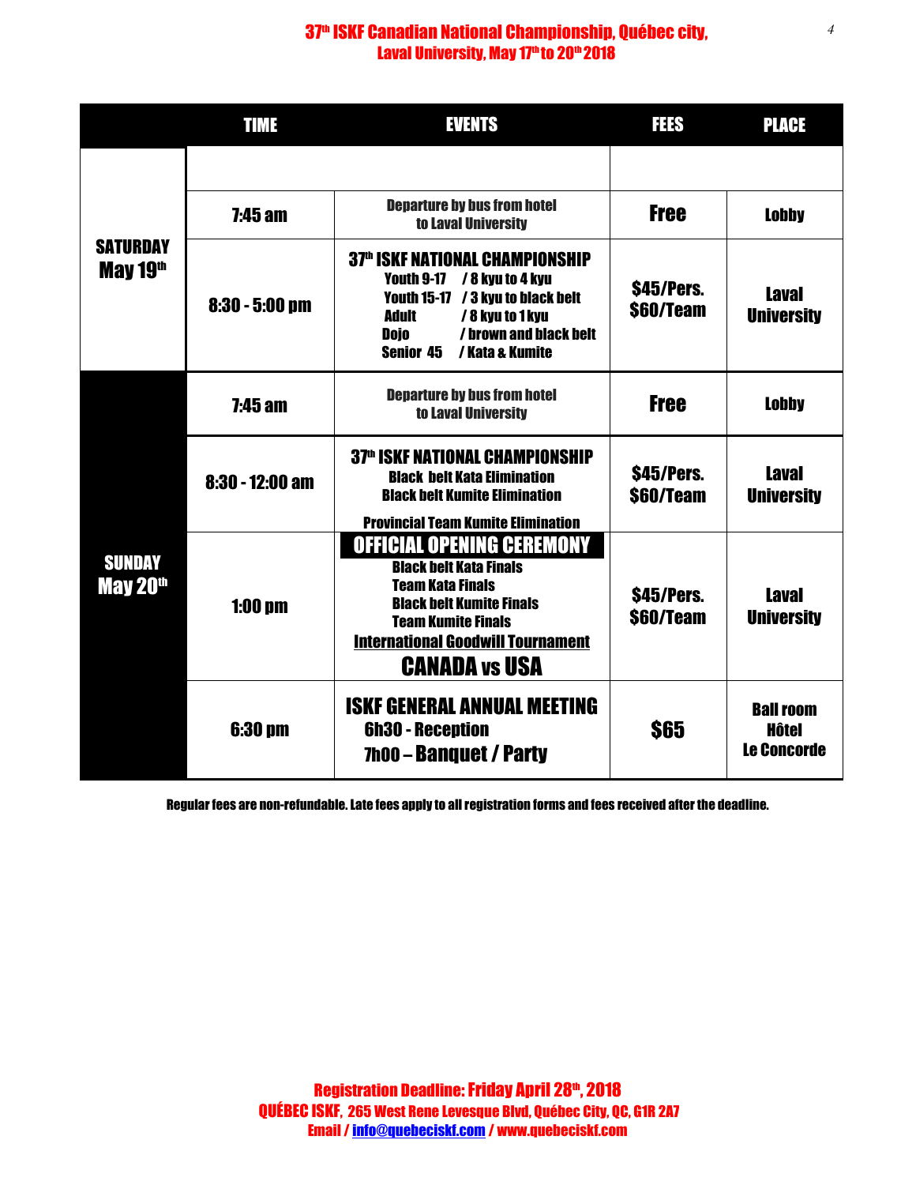# 37th ISKF Canadian National Championship, Québec city, Laval University, May 17th to 20th 2018

| | TIME | EVENTS | FEES | PLACE |
|---|---|---|---|---|
| **SATURDAY May 19th** | | | | |
| | 7:45 am | Departure by bus from hotel to Laval University | Free | Lobby |
| | 8:30 - 5:00 pm | **37th ISKF NATIONAL CHAMPIONSHIP**<br>Youth 9-17 / 8 kyu to 4 kyu<br>Youth 15-17 / 3 kyu to black belt<br>Adult / 8 kyu to 1 kyu<br>Dojo / brown and black belt<br>Senior 45 / Kata & Kumite | $45/Pers.<br>$60/Team | Laval University |
| **SUNDAY May 20th** | 7:45 am | Departure by bus from hotel to Laval University | Free | Lobby |
| | 8:30 - 12:00 am | **37th ISKF NATIONAL CHAMPIONSHIP**<br>Black belt Kata Elimination<br>Black belt Kumite Elimination<br>Provincial Team Kumite Elimination | $45/Pers.<br>$60/Team | Laval University |
| | 1:00 pm | **OFFICIAL OPENING CEREMONY**<br>Black belt Kata Finals<br>Team Kata Finals<br>Black belt Kumite Finals<br>Team Kumite Finals<br>International Goodwill Tournament<br>**CANADA vs USA** | $45/Pers.<br>$60/Team | Laval University |
| | 6:30 pm | **ISKF GENERAL ANNUAL MEETING**<br>6h30 - Reception<br>7h00 – Banquet / Party | $65 | Ball room Hôtel Le Concorde |

Regular fees are non-refundable. Late fees apply to all registration forms and fees received after the deadline.

**Registration Deadline: Friday April 28th, 2018**
**QUÉBEC ISKF, 265 West Rene Levesque Blvd, Québec City, QC, G1R 2A7**
**Email / info@quebeciskf.com / www.quebeciskf.com**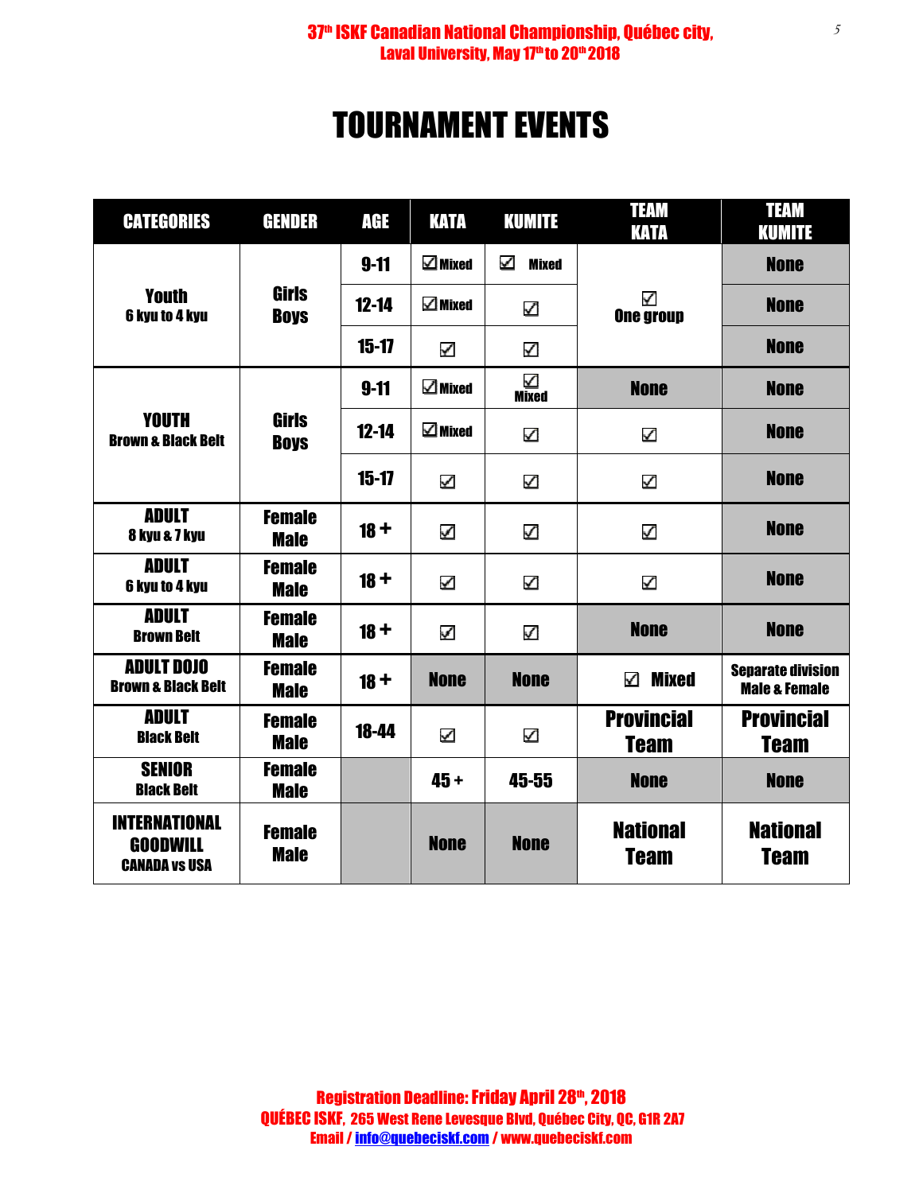# TOURNAMENT EVENTS

| CATEGORIES | GENDER | AGE | KATA | KUMITE | TEAM KATA | TEAM KUMITE |
|---|---|---|---|---|---|---|
| **Youth** 6 kyu to 4 kyu | Girls Boys | 9-11 | ☑ Mixed | ☑ Mixed | ☑ One group | None |
| | | 12-14 | ☑ Mixed | ☑ | | None |
| | | 15-17 | ☑ | ☑ | | None |
| **YOUTH** Brown & Black Belt | Girls Boys | 9-11 | ☑ Mixed | ☑ Mixed | None | None |
| | | 12-14 | ☑ Mixed | ☑ | ☑ | None |
| | | 15-17 | ☑ | ☑ | ☑ | None |
| **ADULT** 8 kyu & 7 kyu | Female Male | 18 + | ☑ | ☑ | ☑ | None |
| **ADULT** 6 kyu to 4 kyu | Female Male | 18 + | ☑ | ☑ | ☑ | None |
| **ADULT** Brown Belt | Female Male | 18 + | ☑ | ☑ | None | None |
| **ADULT DOJO** Brown & Black Belt | Female Male | 18 + | None | None | ☑ Mixed | Separate division Male & Female |
| **ADULT** Black Belt | Female Male | 18-44 | ☑ | ☑ | Provincial Team | Provincial Team |
| **SENIOR** Black Belt | Female Male | | 45 + | 45-55 | None | None |
| **INTERNATIONAL GOODWILL** CANADA vs USA | Female Male | | None | None | National Team | National Team |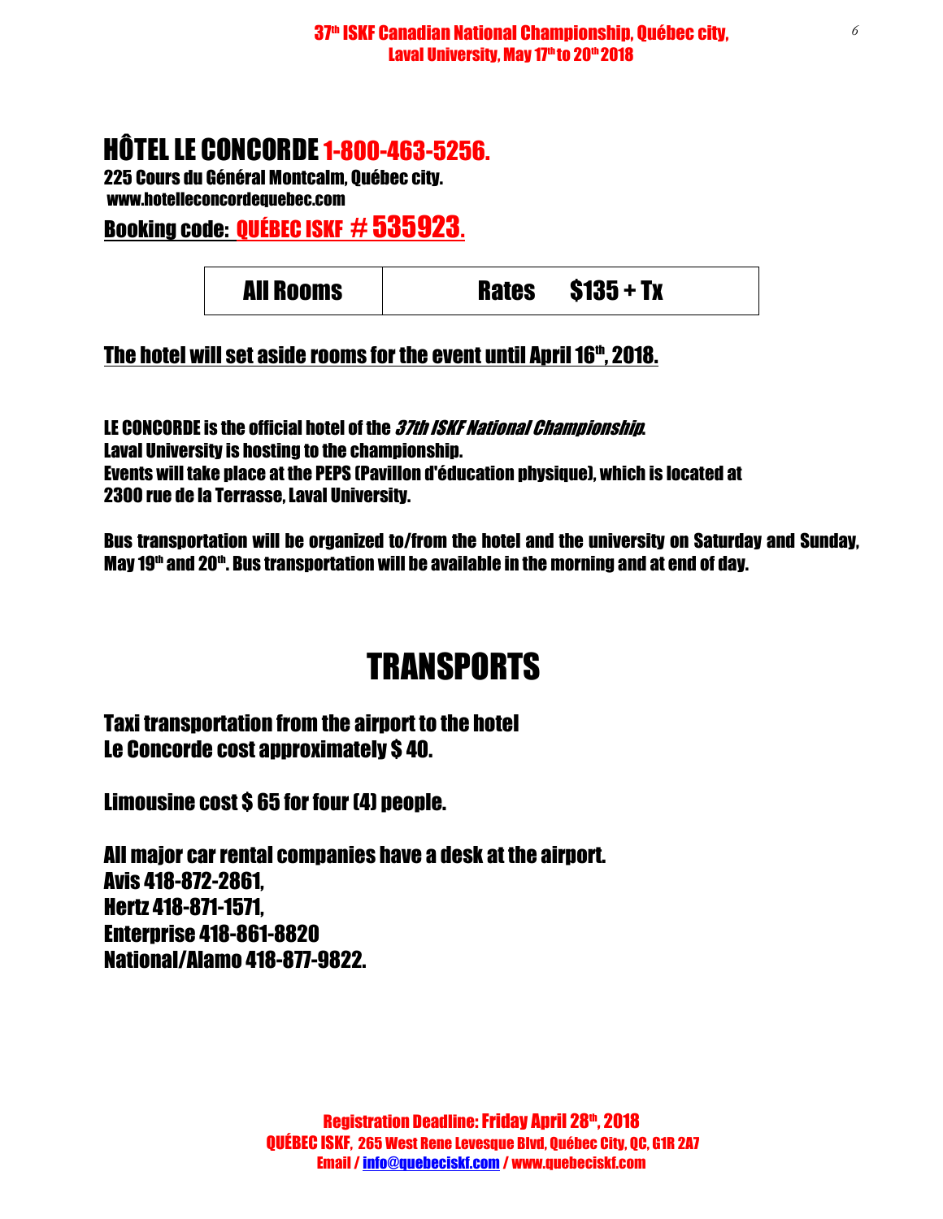# HÔTEL LE CONCORDE 1-800-463-5256.

**225 Cours du Général Montcalm, Québec city.**
**www.hotelleconcordequebec.com**

**Booking code: QUÉBEC ISKF # 535923.**

| All Rooms | Rates $135 + Tx |
|---|---|

**The hotel will set aside rooms for the event until April 16th, 2018.**

**LE CONCORDE is the official hotel of the *37th ISKF National Championship*.**
**Laval University is hosting to the championship.**
**Events will take place at the PEPS (Pavillon d'éducation physique), which is located at 2300 rue de la Terrasse, Laval University.**

**Bus transportation will be organized to/from the hotel and the university on Saturday and Sunday, May 19th and 20th. Bus transportation will be available in the morning and at end of day.**

# TRANSPORTS

**Taxi transportation from the airport to the hotel Le Concorde cost approximately $ 40.**

**Limousine cost $ 65 for four (4) people.**

**All major car rental companies have a desk at the airport.**
**Avis 418-872-2861,**
**Hertz 418-871-1571,**
**Enterprise 418-861-8820**
**National/Alamo 418-877-9822.**

**Registration Deadline: Friday April 28th, 2018**
**QUÉBEC ISKF, 265 West Rene Levesque Blvd, Québec City, QC, G1R 2A7**
**Email / info@quebeciskf.com / www.quebeciskf.com**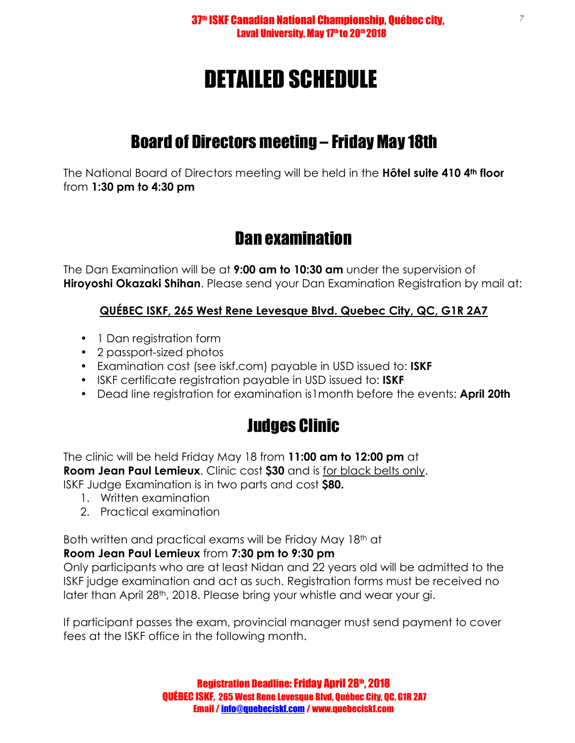# DETAILED SCHEDULE

## Board of Directors meeting – Friday May 18th

The National Board of Directors meeting will be held in the **Hôtel suite 410 4th floor** from **1:30 pm to 4:30 pm**

## Dan examination

The Dan Examination will be at **9:00 am to 10:30 am** under the supervision of **Hiroyoshi Okazaki Shihan**. Please send your Dan Examination Registration by mail at:

**QUÉBEC ISKF, 265 West Rene Levesque Blvd. Quebec City, QC, G1R 2A7**

- 1 Dan registration form
- 2 passport-sized photos
- Examination cost (see iskf.com) payable in USD issued to: **ISKF**
- ISKF certificate registration payable in USD issued to: **ISKF**
- Dead line registration for examination is1month before the events: **April 20th**

## Judges Clinic

The clinic will be held Friday May 18 from **11:00 am to 12:00 pm** at **Room Jean Paul Lemieux**. Clinic cost **$30** and is for black belts only.
ISKF Judge Examination is in two parts and cost **$80.**

1. Written examination
2. Practical examination

Both written and practical exams will be Friday May 18th at
**Room Jean Paul Lemieux** from **7:30 pm to 9:30 pm**
Only participants who are at least Nidan and 22 years old will be admitted to the ISKF judge examination and act as such. Registration forms must be received no later than April 28th, 2018. Please bring your whistle and wear your gi.

If participant passes the exam, provincial manager must send payment to cover fees at the ISKF office in the following month.

**Registration Deadline: Friday April 28th, 2018**
**QUÉBEC ISKF, 265 West Rene Levesque Blvd, Québec City, QC, G1R 2A7**
**Email / info@quebeciskf.com / www.quebeciskf.com**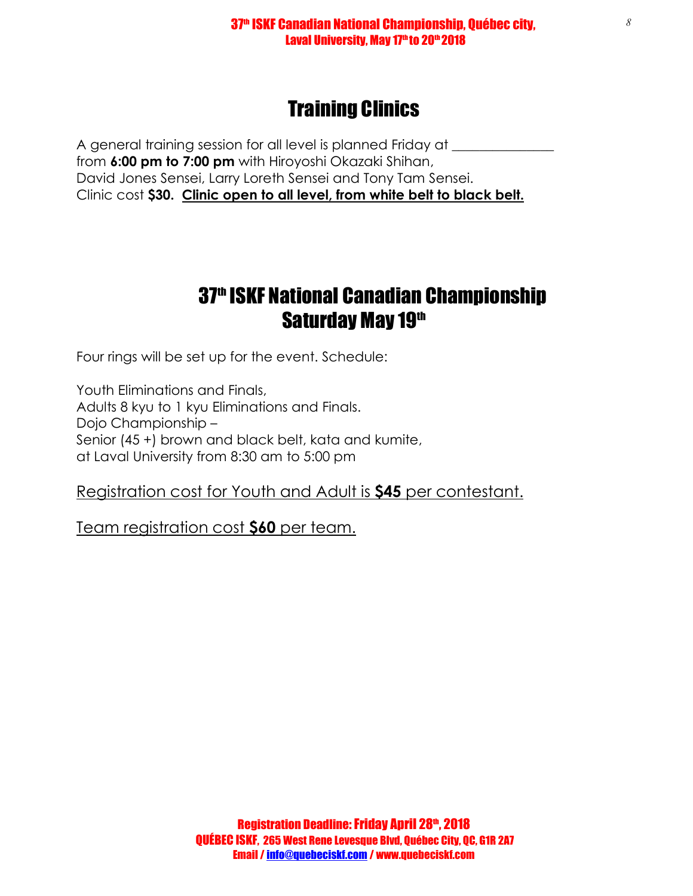## Training Clinics

A general training session for all level is planned Friday at ______________ from **6:00 pm to 7:00 pm** with Hiroyoshi Okazaki Shihan, David Jones Sensei, Larry Loreth Sensei and Tony Tam Sensei. Clinic cost **$30.** **Clinic open to all level, from white belt to black belt.**

## 37th ISKF National Canadian Championship Saturday May 19th

Four rings will be set up for the event. Schedule:

Youth Eliminations and Finals,
Adults 8 kyu to 1 kyu Eliminations and Finals.
Dojo Championship –
Senior (45 +) brown and black belt, kata and kumite,
at Laval University from 8:30 am to 5:00 pm

Registration cost for Youth and Adult is **$45** per contestant.

Team registration cost **$60** per team.

**Registration Deadline: Friday April 28th, 2018**
**QUÉBEC ISKF, 265 West Rene Levesque Blvd, Québec City, QC, G1R 2A7**
**Email / info@quebeciskf.com / www.quebeciskf.com**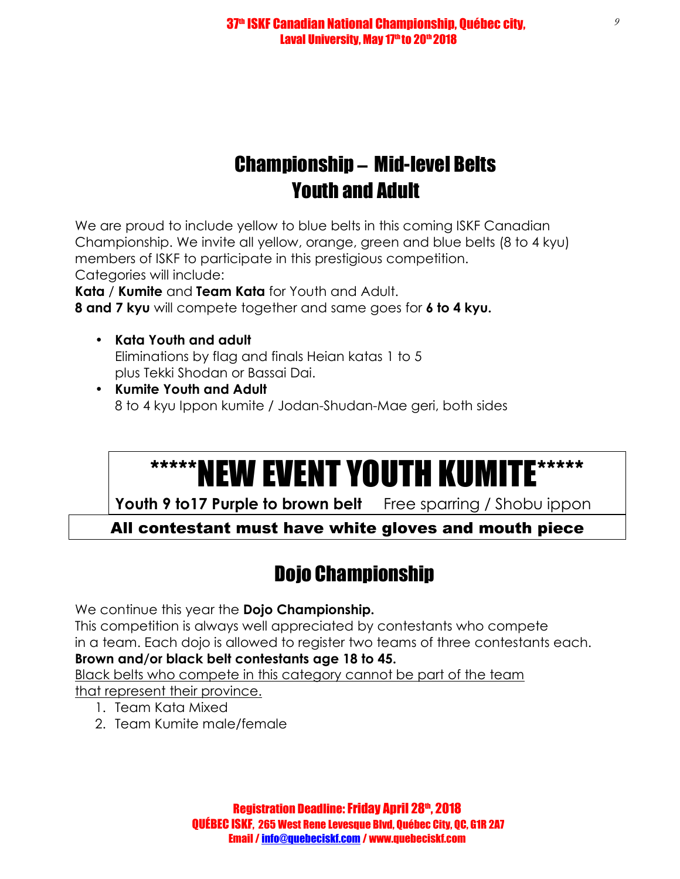# Championship – Mid-level Belts
# Youth and Adult

We are proud to include yellow to blue belts in this coming ISKF Canadian Championship. We invite all yellow, orange, green and blue belts (8 to 4 kyu) members of ISKF to participate in this prestigious competition.
Categories will include:
**Kata** / **Kumite** and **Team Kata** for Youth and Adult.
**8 and 7 kyu** will compete together and same goes for **6 to 4 kyu.**

- **Kata Youth and adult**
  Eliminations by flag and finals Heian katas 1 to 5
  plus Tekki Shodan or Bassai Dai.
- **Kumite Youth and Adult**
  8 to 4 kyu Ippon kumite / Jodan-Shudan-Mae geri, both sides

## *****NEW EVENT YOUTH KUMITE*****

**Youth 9 to17 Purple to brown belt** Free sparring / Shobu ippon

**All contestant must have white gloves and mouth piece**

# Dojo Championship

We continue this year the **Dojo Championship.**
This competition is always well appreciated by contestants who compete in a team. Each dojo is allowed to register two teams of three contestants each.
**Brown and/or black belt contestants age 18 to 45.**
<u>Black belts who compete in this category cannot be part of the team that represent their province.</u>

1. Team Kata Mixed
2. Team Kumite male/female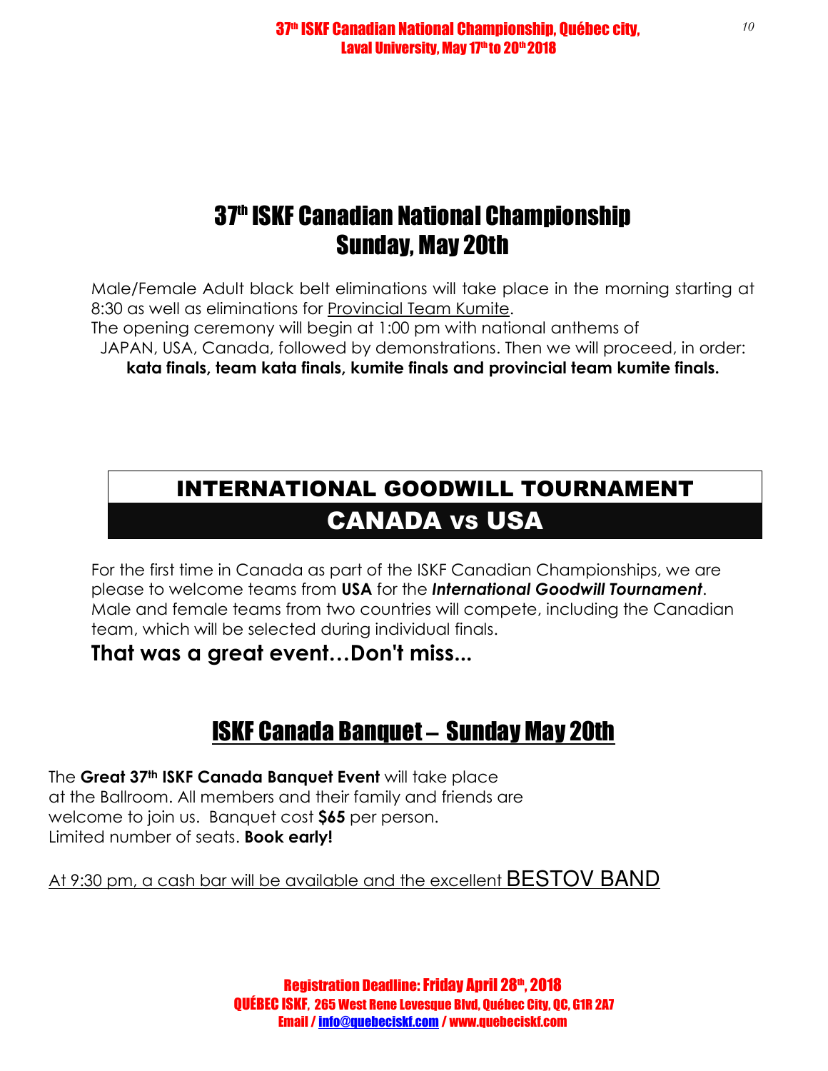# 37th ISKF Canadian National Championship Sunday, May 20th

Male/Female Adult black belt eliminations will take place in the morning starting at 8:30 as well as eliminations for Provincial Team Kumite.
The opening ceremony will begin at 1:00 pm with national anthems of JAPAN, USA, Canada, followed by demonstrations. Then we will proceed, in order:
**kata finals, team kata finals, kumite finals and provincial team kumite finals.**

## INTERNATIONAL GOODWILL TOURNAMENT

## CANADA vs USA

For the first time in Canada as part of the ISKF Canadian Championships, we are please to welcome teams from **USA** for the ***International Goodwill Tournament***. Male and female teams from two countries will compete, including the Canadian team, which will be selected during individual finals.

**That was a great event…Don't miss...**

## ISKF Canada Banquet – Sunday May 20th

The **Great 37th ISKF Canada Banquet Event** will take place at the Ballroom. All members and their family and friends are welcome to join us. Banquet cost **$65** per person.
Limited number of seats. **Book early!**

At 9:30 pm, a cash bar will be available and the excellent BESTOV BAND

**Registration Deadline: Friday April 28th, 2018**
**QUÉBEC ISKF, 265 West Rene Levesque Blvd, Québec City, QC, G1R 2A7**
**Email / info@quebeciskf.com / www.quebeciskf.com**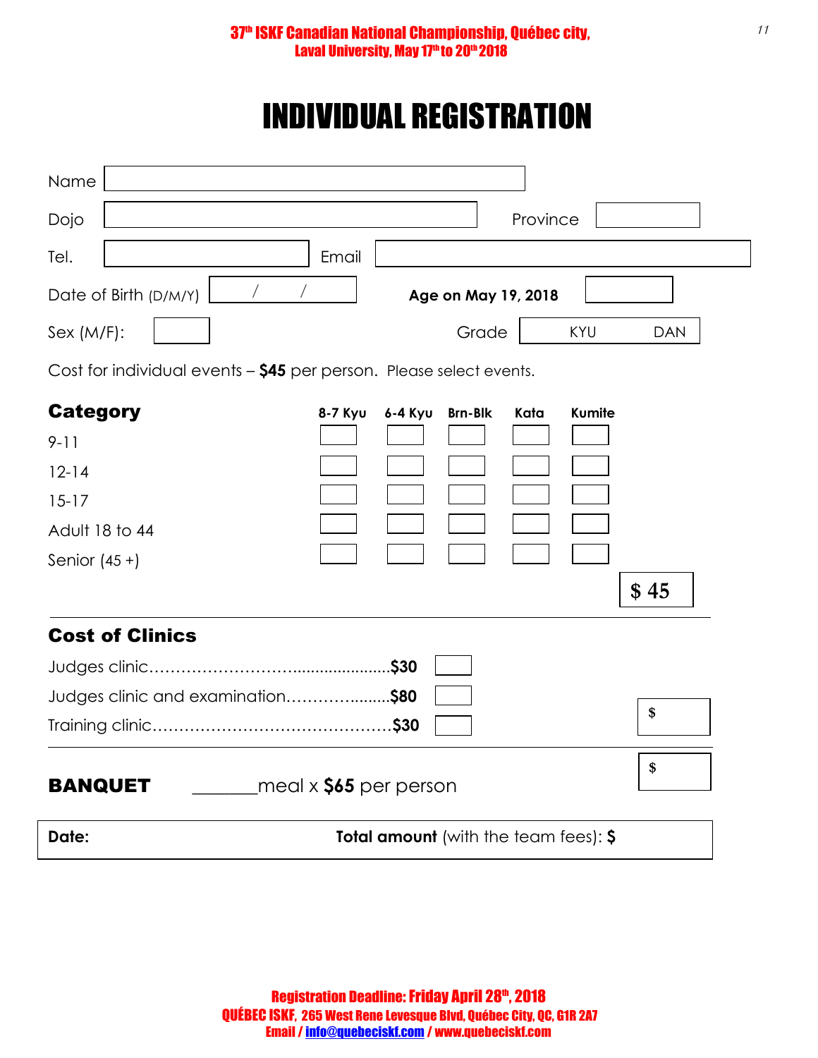37th ISKF Canadian National Championship, Québec city, Laval University, May 17th to 20th 2018

# INDIVIDUAL REGISTRATION

Name

Dojo　　　　　　　　　　　　　　　　　　Province

Tel.　　　　　　　　Email

Date of Birth (D/M/Y) ___ / ___ / ___　　　　**Age on May 19, 2018**

Sex (M/F):　　　　　　　　　　　　Grade　KYU　DAN

Cost for individual events – **$45** per person. Please select events.

| **Category** | **8-7 Kyu** | **6-4 Kyu** | **Brn-Blk** | **Kata** | **Kumite** |
|---|---|---|---|---|---|
| 9-11 | | | | | |
| 12-14 | | | | | |
| 15-17 | | | | | |
| Adult 18 to 44 | | | | | |
| Senior (45 +) | | | | | |

$ 45

## Cost of Clinics

Judges clinic…………………………..................**$30**

Judges clinic and examination………….........**$80**

Training clinic………………………………………**$30**

$

**BANQUET** _______meal x **$65** per person　　$

**Date:**　　　　　　　　**Total amount** (with the team fees): **$**

Registration Deadline: Friday April 28th, 2018
QUÉBEC ISKF, 265 West Rene Levesque Blvd, Québec City, QC, G1R 2A7
Email / info@quebeciskf.com / www.quebeciskf.com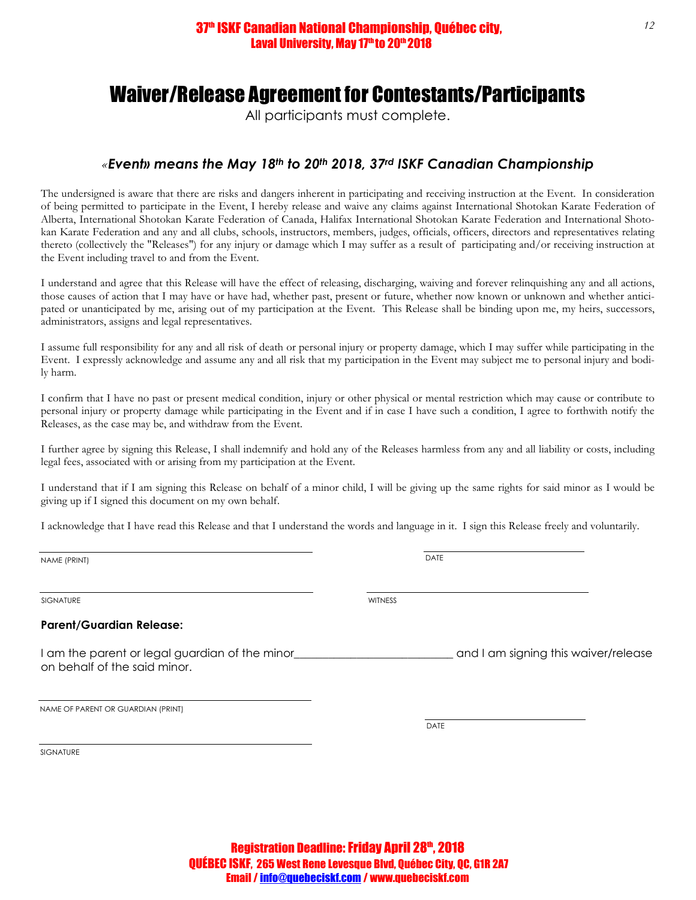# Waiver/Release Agreement for Contestants/Participants

All participants must complete.

### *«Event» means the May 18th to 20th 2018, 37rd ISKF Canadian Championship*

The undersigned is aware that there are risks and dangers inherent in participating and receiving instruction at the Event. In consideration of being permitted to participate in the Event, I hereby release and waive any claims against International Shotokan Karate Federation of Alberta, International Shotokan Karate Federation of Canada, Halifax International Shotokan Karate Federation and International Shotokan Karate Federation and any and all clubs, schools, instructors, members, judges, officials, officers, directors and representatives relating thereto (collectively the "Releases") for any injury or damage which I may suffer as a result of participating and/or receiving instruction at the Event including travel to and from the Event.

I understand and agree that this Release will have the effect of releasing, discharging, waiving and forever relinquishing any and all actions, those causes of action that I may have or have had, whether past, present or future, whether now known or unknown and whether anticipated or unanticipated by me, arising out of my participation at the Event. This Release shall be binding upon me, my heirs, successors, administrators, assigns and legal representatives.

I assume full responsibility for any and all risk of death or personal injury or property damage, which I may suffer while participating in the Event. I expressly acknowledge and assume any and all risk that my participation in the Event may subject me to personal injury and bodily harm.

I confirm that I have no past or present medical condition, injury or other physical or mental restriction which may cause or contribute to personal injury or property damage while participating in the Event and if in case I have such a condition, I agree to forthwith notify the Releases, as the case may be, and withdraw from the Event.

I further agree by signing this Release, I shall indemnify and hold any of the Releases harmless from any and all liability or costs, including legal fees, associated with or arising from my participation at the Event.

I understand that if I am signing this Release on behalf of a minor child, I will be giving up the same rights for said minor as I would be giving up if I signed this document on my own behalf.

I acknowledge that I have read this Release and that I understand the words and language in it. I sign this Release freely and voluntarily.

______________________________ NAME (PRINT)

______________________________ DATE

______________________________ SIGNATURE

______________________________ WITNESS

**Parent/Guardian Release:**

I am the parent or legal guardian of the minor__________________________ and I am signing this waiver/release on behalf of the said minor.

______________________________ NAME OF PARENT OR GUARDIAN (PRINT)

______________________________ DATE

______________________________ SIGNATURE

**Registration Deadline: Friday April 28th, 2018**
**QUÉBEC ISKF, 265 West Rene Levesque Blvd, Québec City, QC, G1R 2A7**
**Email / info@quebeciskf.com / www.quebeciskf.com**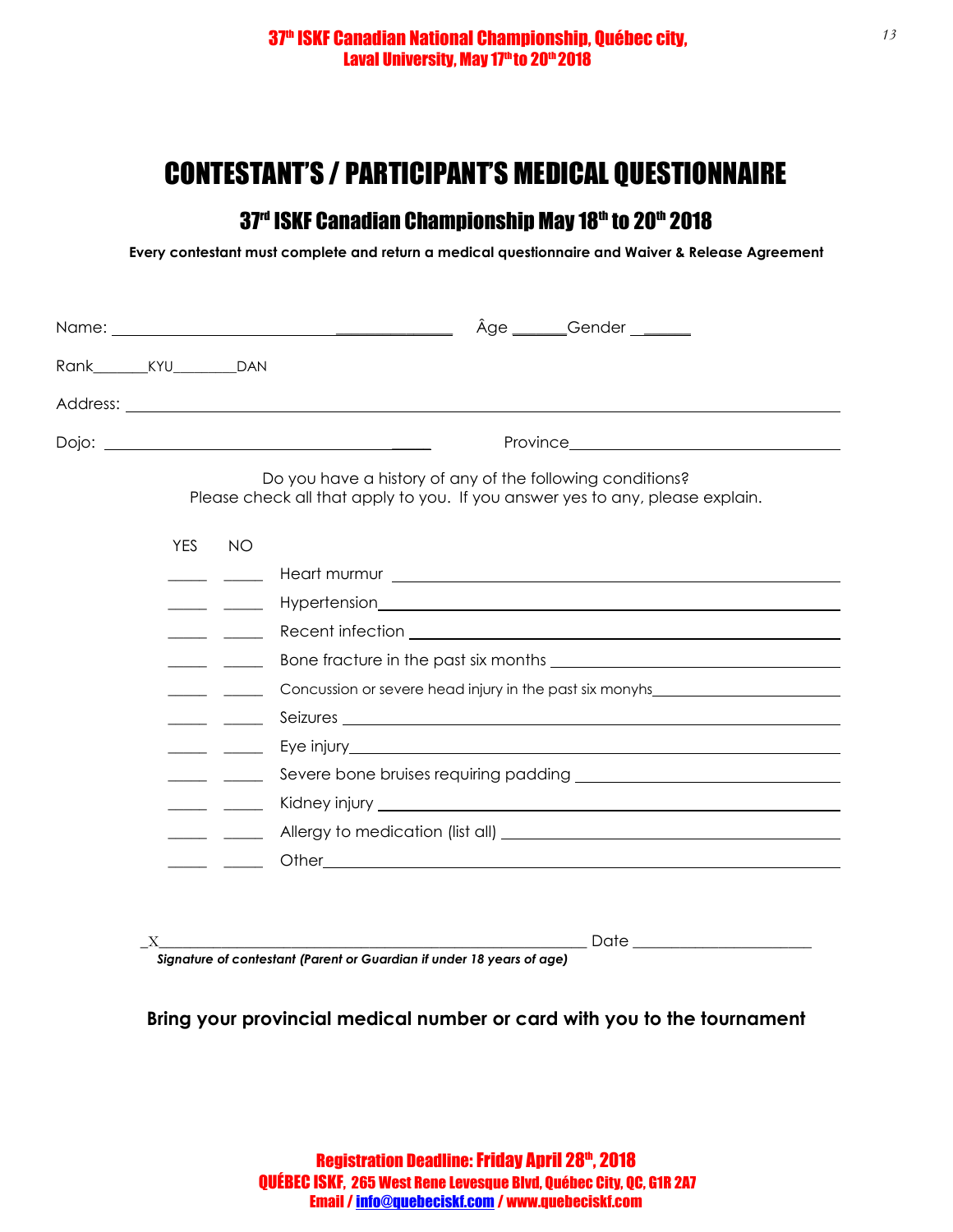# CONTESTANT'S / PARTICIPANT'S MEDICAL QUESTIONNAIRE

## 37[rd] ISKF Canadian Championship May 18[th] to 20[th] 2018

**Every contestant must complete and return a medical questionnaire and Waiver & Release Agreement**

Name: ______________________________________ Âge ______Gender ______

Rank_______KYU________DAN

Address: ________________________________________________________________

Dojo: ____________________________________ Province______________________________

Do you have a history of any of the following conditions?
Please check all that apply to you. If you answer yes to any, please explain.

| YES | NO | |
|---|---|---|
| _____ | _____ | Heart murmur ______________________________ |
| _____ | _____ | Hypertension______________________________ |
| _____ | _____ | Recent infection ______________________________ |
| _____ | _____ | Bone fracture in the past six months ______________________ |
| _____ | _____ | Concussion or severe head injury in the past six monyhs_______________ |
| _____ | _____ | Seizures ______________________________ |
| _____ | _____ | Eye injury______________________________ |
| _____ | _____ | Severe bone bruises requiring padding ______________________ |
| _____ | _____ | Kidney injury ______________________________ |
| _____ | _____ | Allergy to medication (list all) ______________________ |
| _____ | _____ | Other______________________________ |

_X_____________________________________________________ Date ______________________

***Signature of contestant (Parent or Guardian if under 18 years of age)***

**Bring your provincial medical number or card with you to the tournament**

**Registration Deadline: Friday April 28[th], 2018**
**QUÉBEC ISKF, 265 West Rene Levesque Blvd, Québec City, QC, G1R 2A7**
**Email / info@quebeciskf.com / www.quebeciskf.com**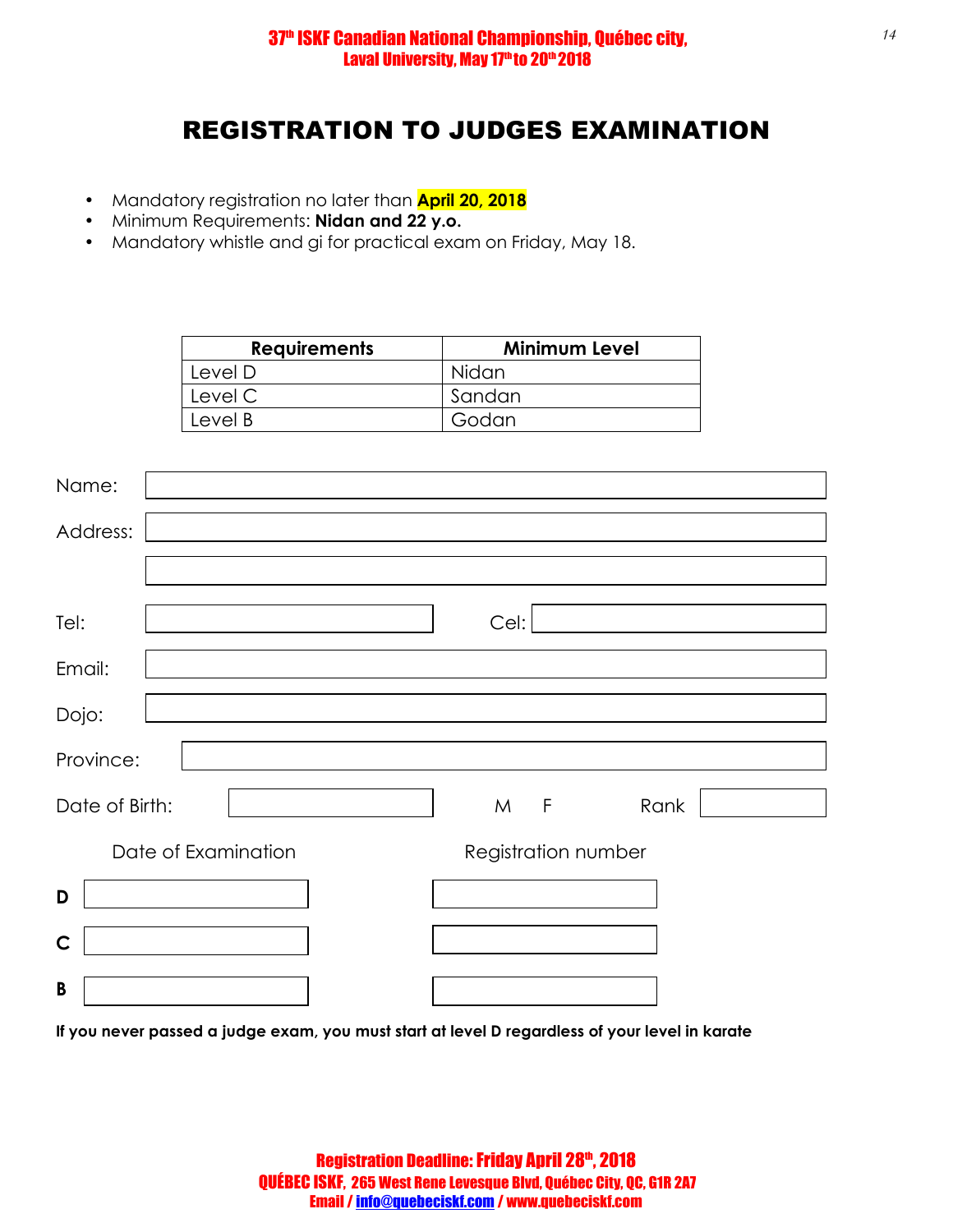37th ISKF Canadian National Championship, Québec city,
Laval University, May 17th to 20th 2018

# REGISTRATION TO JUDGES EXAMINATION

- Mandatory registration no later than **April 20, 2018**
- Minimum Requirements: **Nidan and 22 y.o.**
- Mandatory whistle and gi for practical exam on Friday, May 18.

| Requirements | Minimum Level |
|---|---|
| Level D | Nidan |
| Level C | Sandan |
| Level B | Godan |

Name: ____________________

Address: ____________________

____________________

Tel: ____________________ Cel: ____________________

Email: ____________________

Dojo: ____________________

Province: ____________________

Date of Birth: ____________________ M F Rank ____________________

| | Date of Examination | Registration number |
|---|---|---|
| **D** | | |
| **C** | | |
| **B** | | |

**If you never passed a judge exam, you must start at level D regardless of your level in karate**

**Registration Deadline: Friday April 28th, 2018**
**QUÉBEC ISKF, 265 West Rene Levesque Blvd, Québec City, QC, G1R 2A7**
**Email / info@quebeciskf.com / www.quebeciskf.com**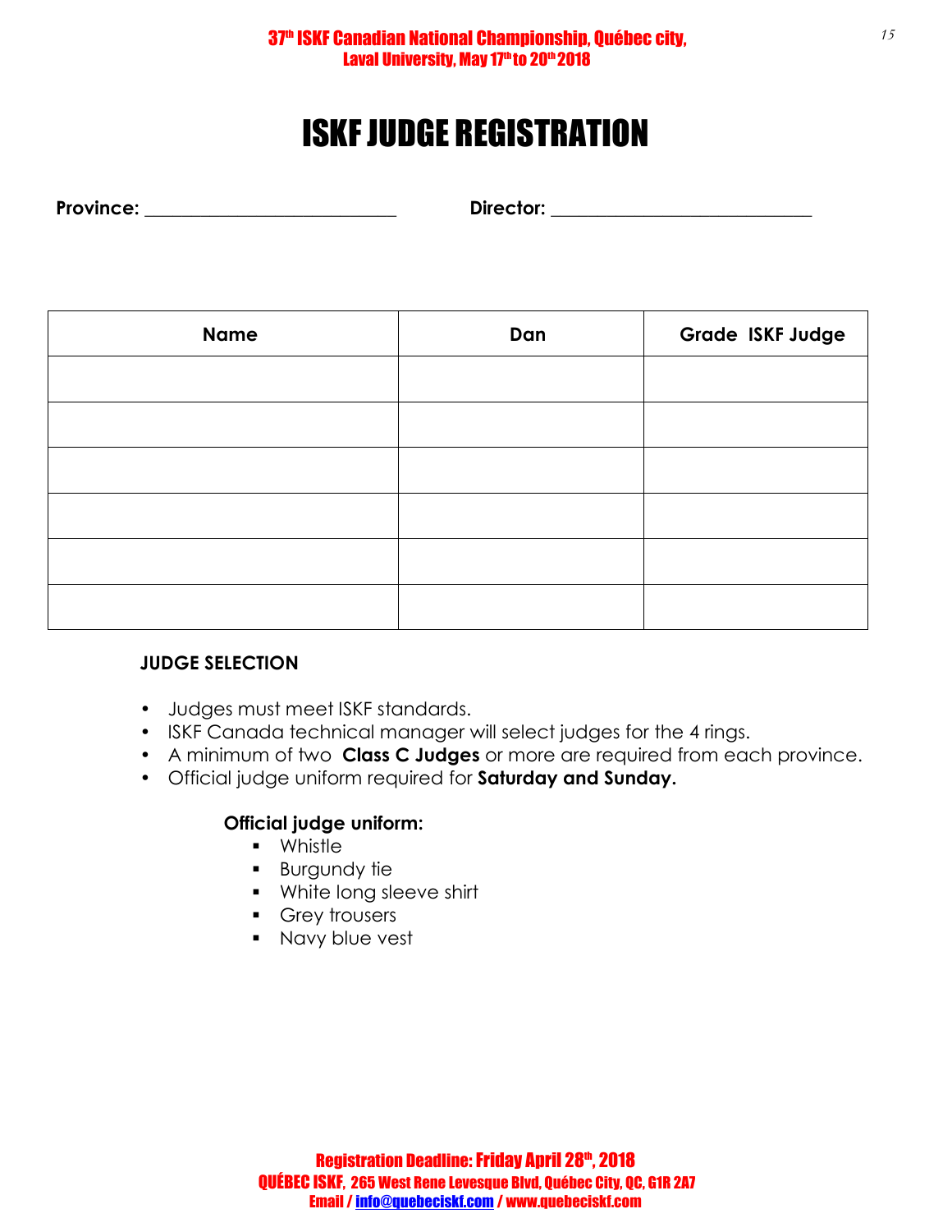# ISKF JUDGE REGISTRATION

**Province:** ___________________________ **Director:** ___________________________

| Name | Dan | Grade ISKF Judge |
|---|---|---|
| | | |
| | | |
| | | |
| | | |
| | | |
| | | |

**JUDGE SELECTION**

- Judges must meet ISKF standards.
- ISKF Canada technical manager will select judges for the 4 rings.
- A minimum of two **Class C Judges** or more are required from each province.
- Official judge uniform required for **Saturday and Sunday.**

**Official judge uniform:**

- Whistle
- Burgundy tie
- White long sleeve shirt
- Grey trousers
- Navy blue vest

**Registration Deadline: Friday April 28th, 2018**
**QUÉBEC ISKF, 265 West Rene Levesque Blvd, Québec City, QC, G1R 2A7**
**Email / info@quebeciskf.com / www.quebeciskf.com**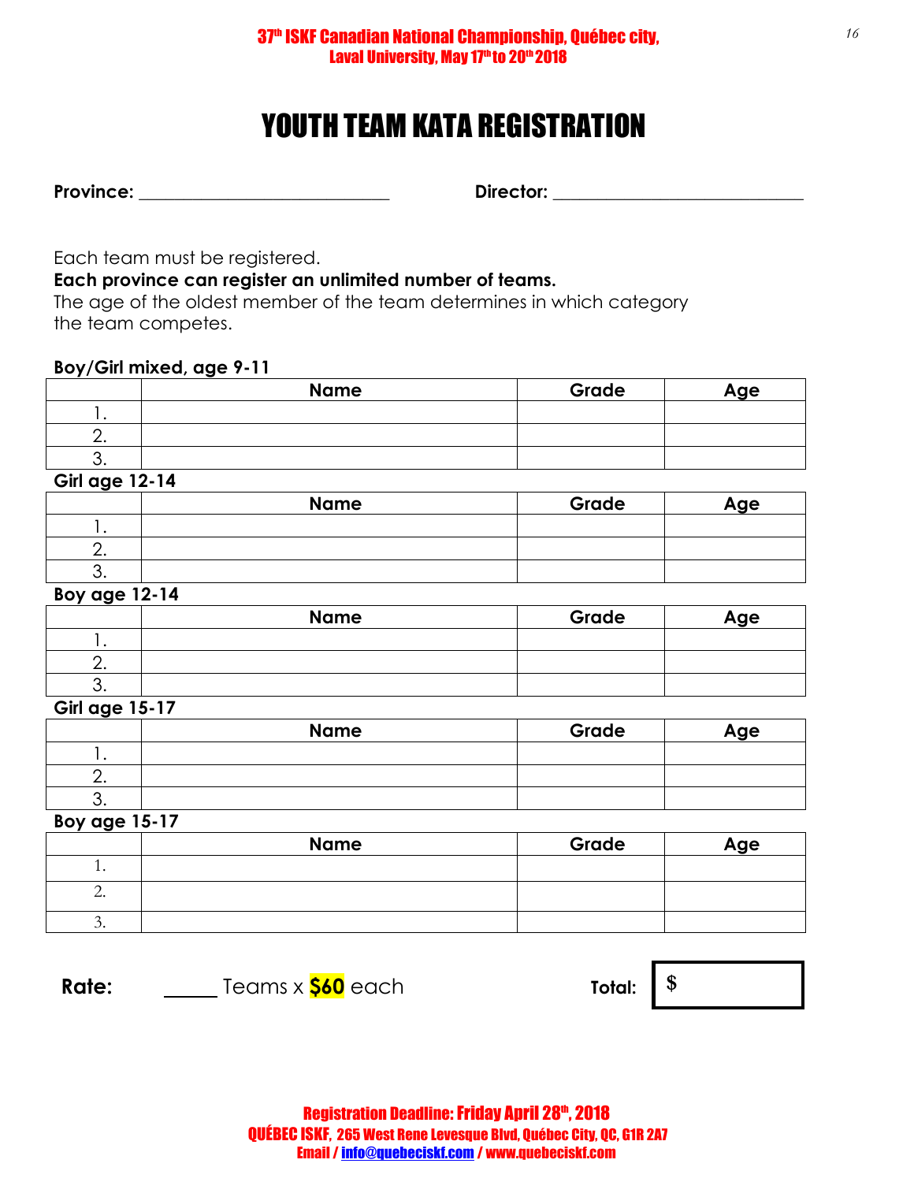# YOUTH TEAM KATA REGISTRATION

**Province:** ____________________________ **Director:** ____________________________

Each team must be registered.

**Each province can register an unlimited number of teams.**

The age of the oldest member of the team determines in which category the team competes.

**Boy/Girl mixed, age 9-11**

| | Name | Grade | Age |
|---|---|---|---|
| 1. | | | |
| 2. | | | |
| 3. | | | |

**Girl age 12-14**

| | Name | Grade | Age |
|---|---|---|---|
| 1. | | | |
| 2. | | | |
| 3. | | | |

**Boy age 12-14**

| | Name | Grade | Age |
|---|---|---|---|
| 1. | | | |
| 2. | | | |
| 3. | | | |

**Girl age 15-17**

| | Name | Grade | Age |
|---|---|---|---|
| 1. | | | |
| 2. | | | |
| 3. | | | |

**Boy age 15-17**

| | Name | Grade | Age |
|---|---|---|---|
| 1. | | | |
| 2. | | | |
| 3. | | | |

**Rate:** _____ Teams x **$60** each **Total:** $

**Registration Deadline: Friday April 28th, 2018**

**QUÉBEC ISKF, 265 West Rene Levesque Blvd, Québec City, QC, G1R 2A7**

**Email / info@quebeciskf.com / www.quebeciskf.com**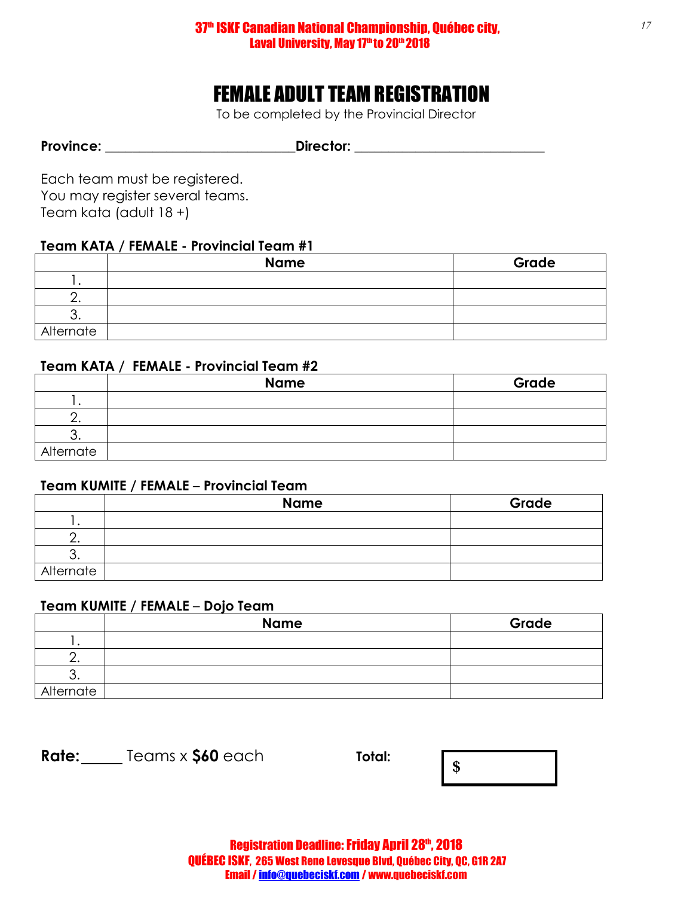**37th ISKF Canadian National Championship, Québec city, Laval University, May 17th to 20th 2018**

# FEMALE ADULT TEAM REGISTRATION

To be completed by the Provincial Director

**Province:** ___________________________ **Director:** ___________________________

Each team must be registered.
You may register several teams.
Team kata (adult 18 +)

**Team KATA / FEMALE - Provincial Team #1**

| | Name | Grade |
|---|---|---|
| 1. | | |
| 2. | | |
| 3. | | |
| Alternate | | |

**Team KATA / FEMALE - Provincial Team #2**

| | Name | Grade |
|---|---|---|
| 1. | | |
| 2. | | |
| 3. | | |
| Alternate | | |

**Team KUMITE / FEMALE – Provincial Team**

| | Name | Grade |
|---|---|---|
| 1. | | |
| 2. | | |
| 3. | | |
| Alternate | | |

**Team KUMITE / FEMALE – Dojo Team**

| | Name | Grade |
|---|---|---|
| 1. | | |
| 2. | | |
| 3. | | |
| Alternate | | |

**Rate:** _____ Teams x **$60** each **Total:** $

**Registration Deadline: Friday April 28th, 2018**
**QUÉBEC ISKF, 265 West Rene Levesque Blvd, Québec City, QC, G1R 2A7**
**Email / info@quebeciskf.com / www.quebeciskf.com**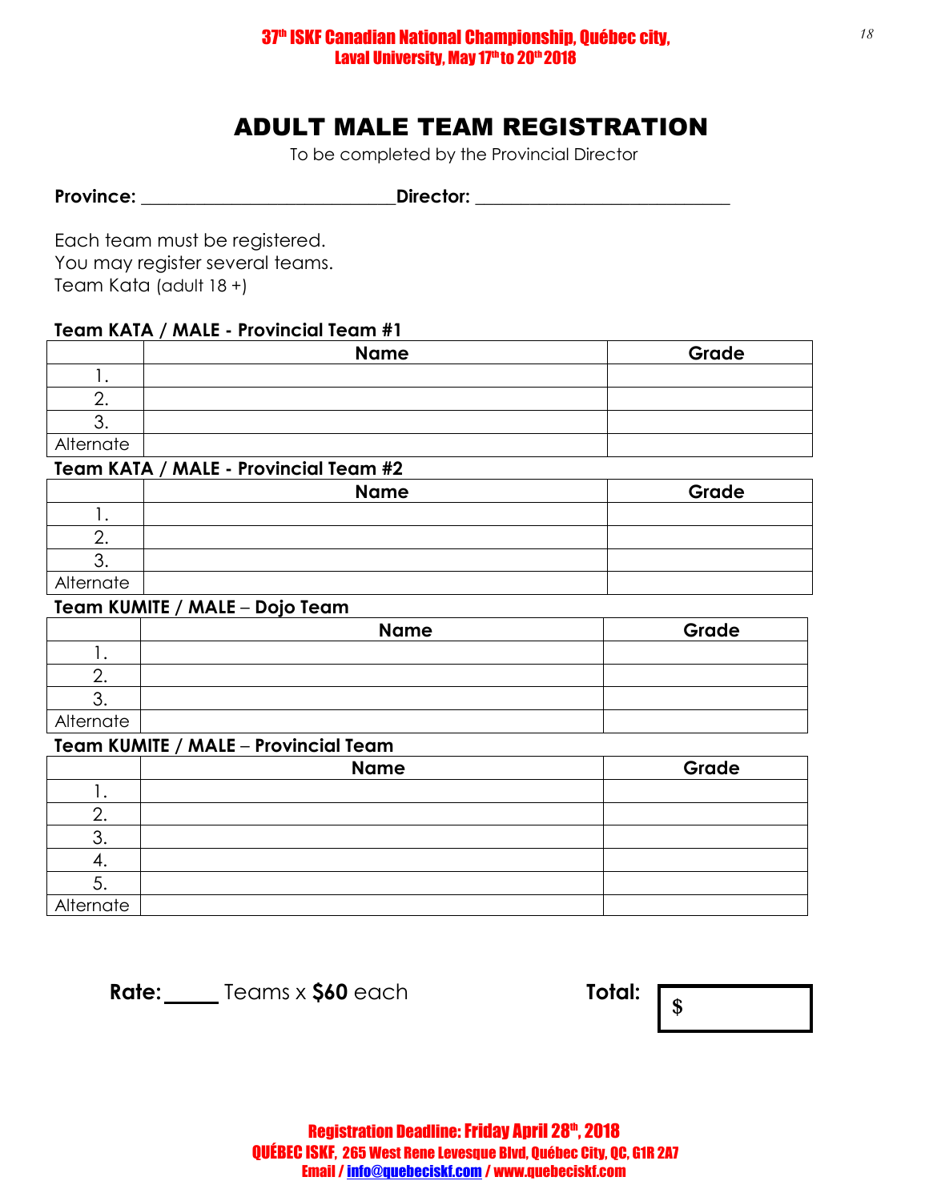# ADULT MALE TEAM REGISTRATION

To be completed by the Provincial Director

**Province:** ____________________________**Director:** ____________________________

Each team must be registered.
You may register several teams.
Team Kata (adult 18 +)

**Team KATA / MALE - Provincial Team #1**

| | Name | Grade |
|---|---|---|
| 1. | | |
| 2. | | |
| 3. | | |
| Alternate | | |

**Team KATA / MALE - Provincial Team #2**

| | Name | Grade |
|---|---|---|
| 1. | | |
| 2. | | |
| 3. | | |
| Alternate | | |

**Team KUMITE / MALE – Dojo Team**

| | Name | Grade |
|---|---|---|
| 1. | | |
| 2. | | |
| 3. | | |
| Alternate | | |

**Team KUMITE / MALE – Provincial Team**

| | Name | Grade |
|---|---|---|
| 1. | | |
| 2. | | |
| 3. | | |
| 4. | | |
| 5. | | |
| Alternate | | |

**Rate:**_____ Teams x **$60** each **Total:** $

**Registration Deadline: Friday April 28th, 2018**
**QUÉBEC ISKF, 265 West Rene Levesque Blvd, Québec City, QC, G1R 2A7**
**Email / info@quebeciskf.com / www.quebeciskf.com**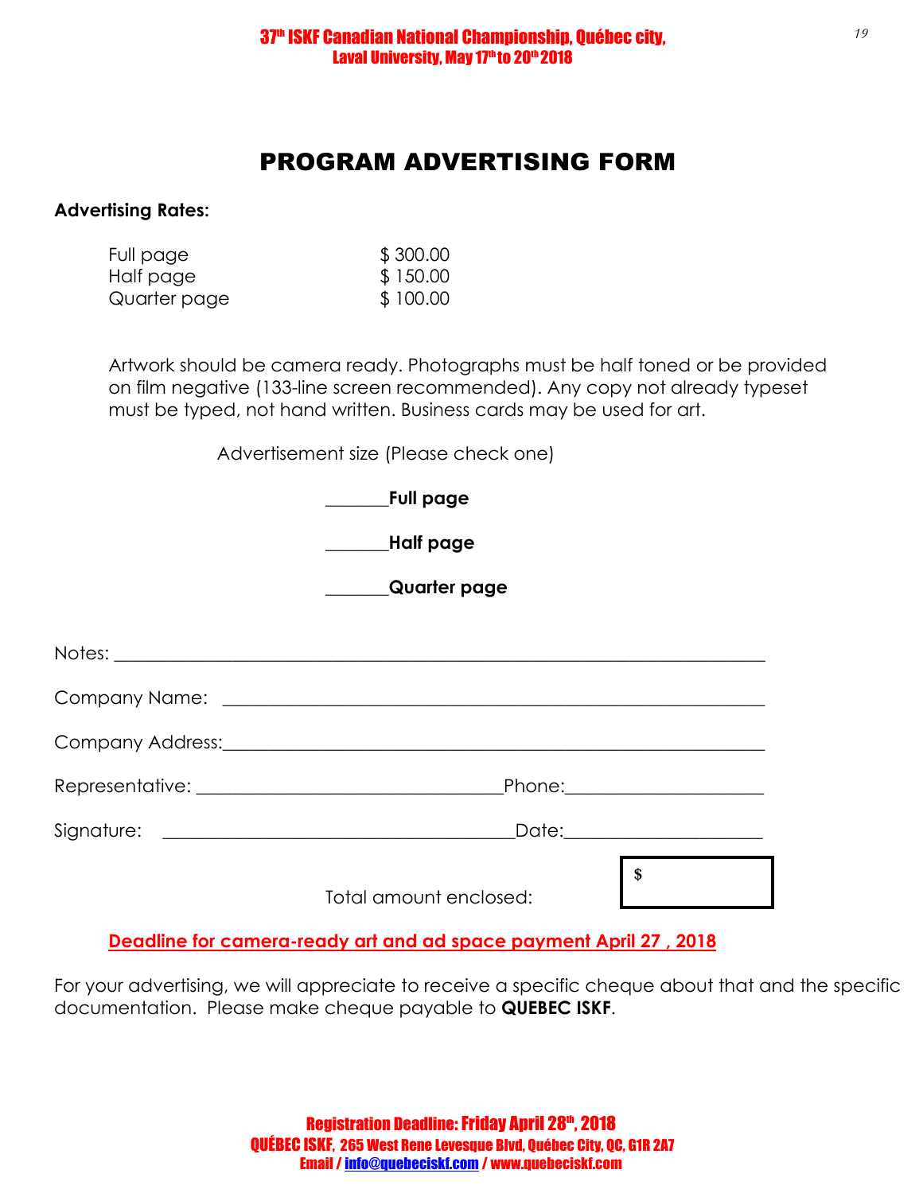# PROGRAM ADVERTISING FORM

**Advertising Rates:**

| | |
|---|---|
| Full page | $ 300.00 |
| Half page | $ 150.00 |
| Quarter page | $ 100.00 |

Artwork should be camera ready. Photographs must be half toned or be provided on film negative (133-line screen recommended). Any copy not already typeset must be typed, not hand written. Business cards may be used for art.

Advertisement size (Please check one)

_______**Full page**

_______**Half page**

_______**Quarter page**

Notes: ___________________________________________________________________

Company Name: ___________________________________________________________

Company Address:__________________________________________________________

Representative: ________________________________Phone:____________________

Signature: ____________________________________Date:____________________

Total amount enclosed: **$**

**Deadline for camera-ready art and ad space payment April 27 , 2018**

For your advertising, we will appreciate to receive a specific cheque about that and the specific documentation. Please make cheque payable to **QUEBEC ISKF**.

**Registration Deadline: Friday April 28th, 2018**
**QUÉBEC ISKF, 265 West Rene Levesque Blvd, Québec City, QC, G1R 2A7**
**Email / info@quebeciskf.com / www.quebeciskf.com**